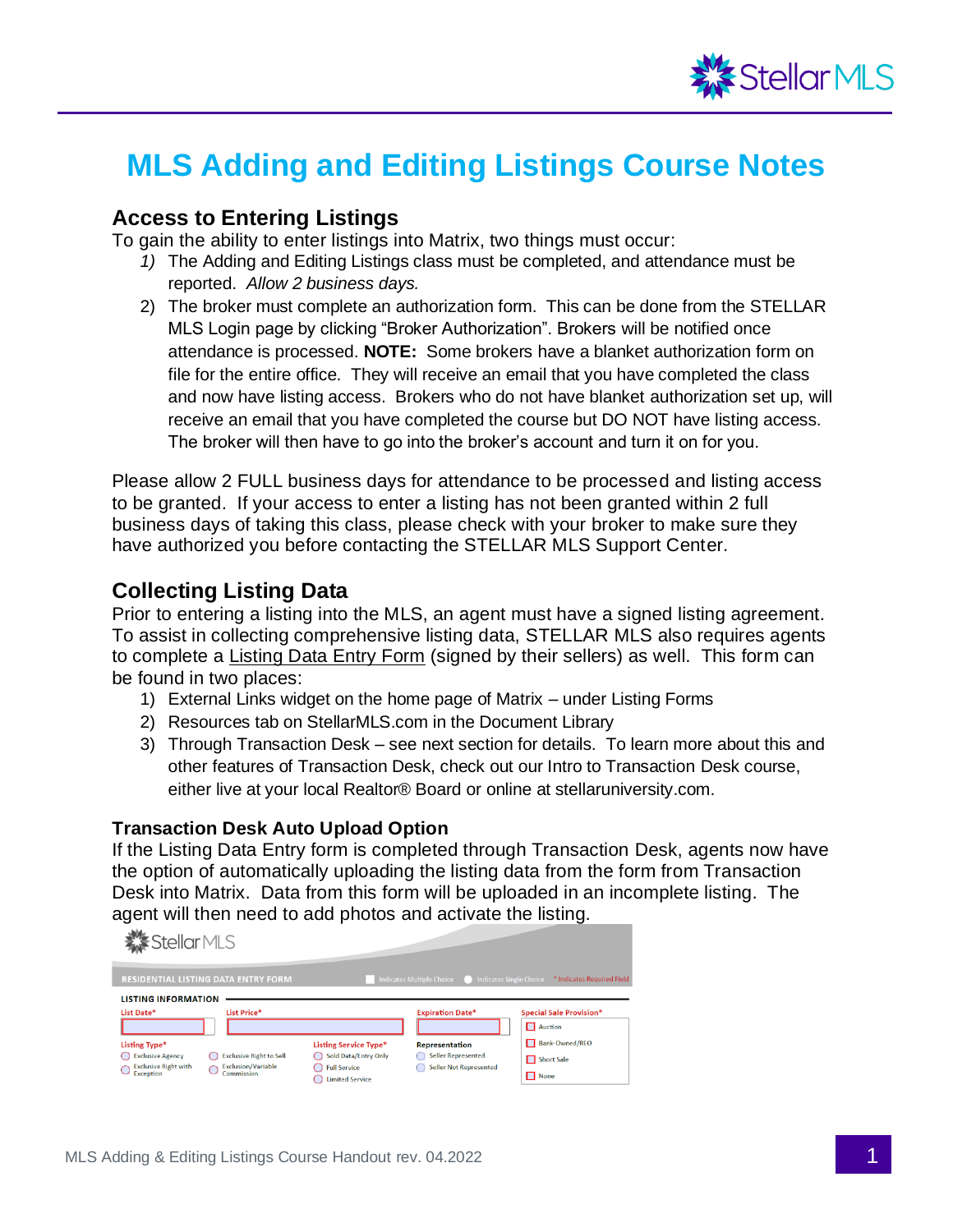# MLS Adding and Editing Listings Course Notes

## Access to Entering Listings

To gain the ability to enter listings into Matrix, two things must occur:

1) The Adding and Editing Listings class must be completed, and attendance must be reported. *Allow 2 business days.*
2) The broker must complete an authorization form. This can be done from the STELLAR MLS Login page by clicking "Broker Authorization". Brokers will be notified once attendance is processed. **NOTE:** Some brokers have a blanket authorization form on file for the entire office. They will receive an email that you have completed the class and now have listing access. Brokers who do not have blanket authorization set up, will receive an email that you have completed the course but DO NOT have listing access. The broker will then have to go into the broker's account and turn it on for you.

Please allow 2 FULL business days for attendance to be processed and listing access to be granted. If your access to enter a listing has not been granted within 2 full business days of taking this class, please check with your broker to make sure they have authorized you before contacting the STELLAR MLS Support Center.

## Collecting Listing Data

Prior to entering a listing into the MLS, an agent must have a signed listing agreement. To assist in collecting comprehensive listing data, STELLAR MLS also requires agents to complete a Listing Data Entry Form (signed by their sellers) as well. This form can be found in two places:

1) External Links widget on the home page of Matrix – under Listing Forms
2) Resources tab on StellarMLS.com in the Document Library
3) Through Transaction Desk – see next section for details. To learn more about this and other features of Transaction Desk, check out our Intro to Transaction Desk course, either live at your local Realtor® Board or online at stellaruniversity.com.

### Transaction Desk Auto Upload Option

If the Listing Data Entry form is completed through Transaction Desk, agents now have the option of automatically uploading the listing data from the form from Transaction Desk into Matrix. Data from this form will be uploaded in an incomplete listing. The agent will then need to add photos and activate the listing.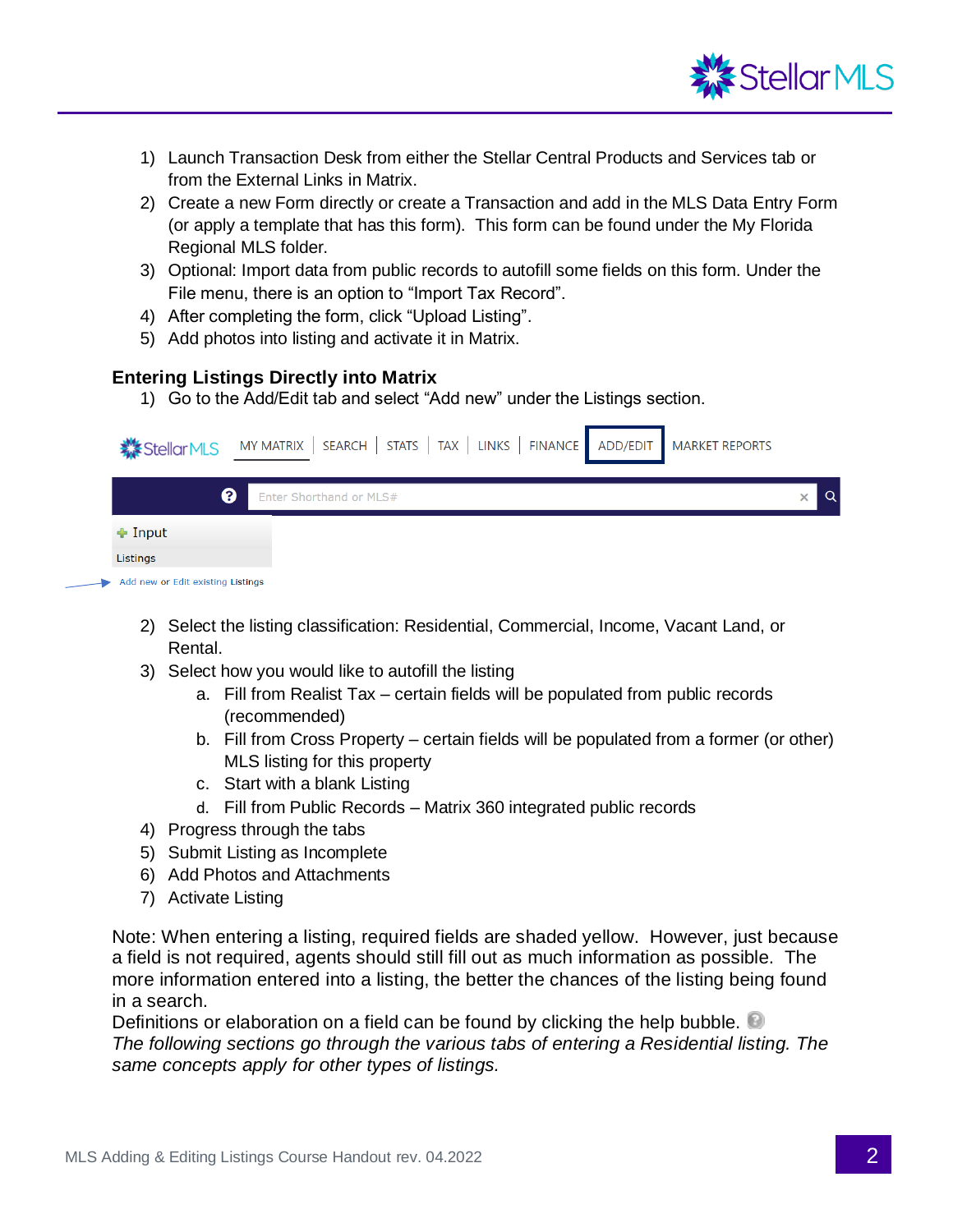1) Launch Transaction Desk from either the Stellar Central Products and Services tab or from the External Links in Matrix.
2) Create a new Form directly or create a Transaction and add in the MLS Data Entry Form (or apply a template that has this form). This form can be found under the My Florida Regional MLS folder.
3) Optional: Import data from public records to autofill some fields on this form. Under the File menu, there is an option to "Import Tax Record".
4) After completing the form, click "Upload Listing".
5) Add photos into listing and activate it in Matrix.

### Entering Listings Directly into Matrix

1) Go to the Add/Edit tab and select "Add new" under the Listings section.

MY MATRIX | SEARCH | STATS | TAX | LINKS | FINANCE | ADD/EDIT | MARKET REPORTS

Enter Shorthand or MLS#

Input

Listings

Add new or Edit existing Listings

2) Select the listing classification: Residential, Commercial, Income, Vacant Land, or Rental.
3) Select how you would like to autofill the listing
    a. Fill from Realist Tax – certain fields will be populated from public records (recommended)
    b. Fill from Cross Property – certain fields will be populated from a former (or other) MLS listing for this property
    c. Start with a blank Listing
    d. Fill from Public Records – Matrix 360 integrated public records
4) Progress through the tabs
5) Submit Listing as Incomplete
6) Add Photos and Attachments
7) Activate Listing

Note: When entering a listing, required fields are shaded yellow. However, just because a field is not required, agents should still fill out as much information as possible. The more information entered into a listing, the better the chances of the listing being found in a search.

Definitions or elaboration on a field can be found by clicking the help bubble.

*The following sections go through the various tabs of entering a Residential listing. The same concepts apply for other types of listings.*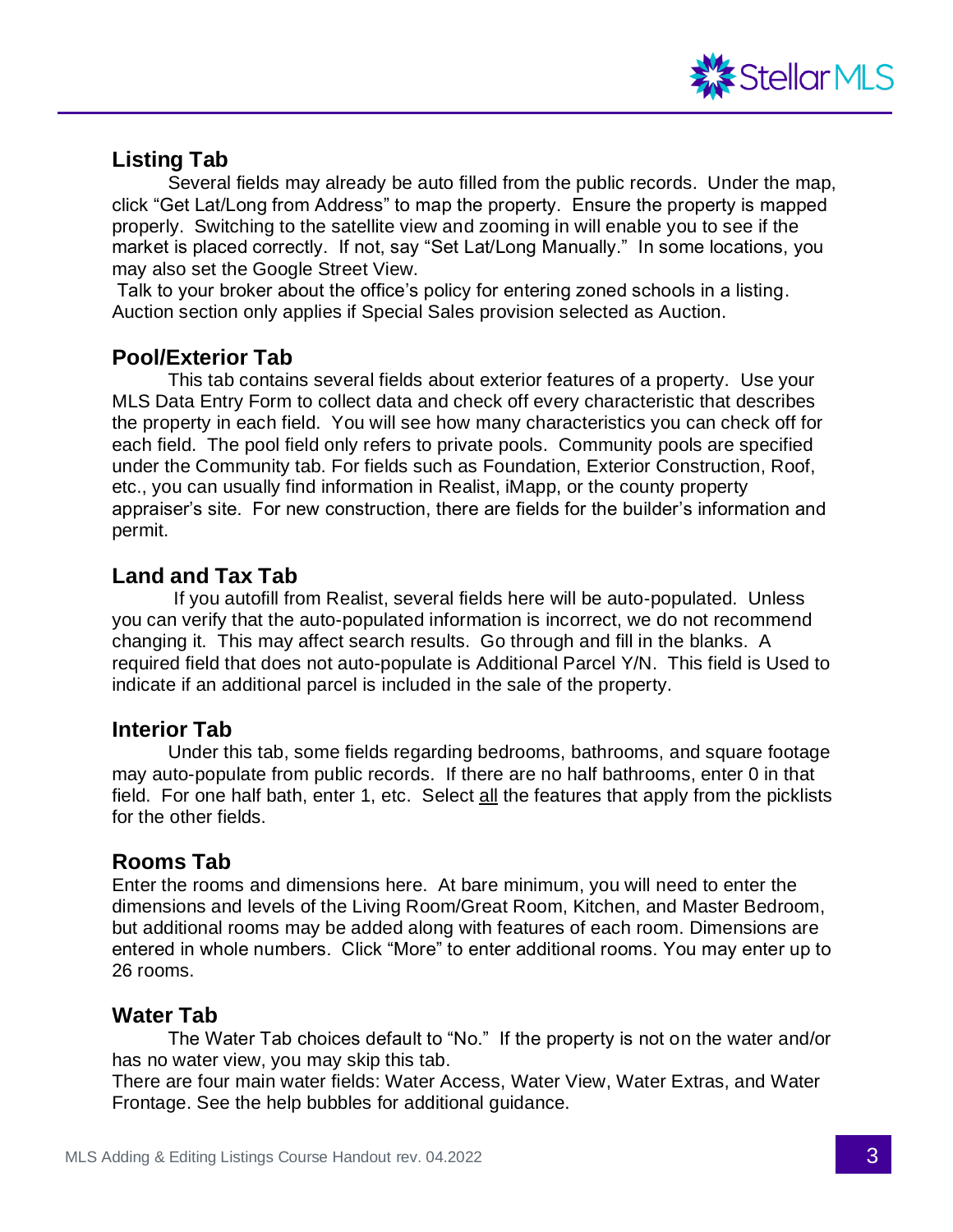## Listing Tab

Several fields may already be auto filled from the public records. Under the map, click "Get Lat/Long from Address" to map the property. Ensure the property is mapped properly. Switching to the satellite view and zooming in will enable you to see if the market is placed correctly. If not, say "Set Lat/Long Manually." In some locations, you may also set the Google Street View.

Talk to your broker about the office's policy for entering zoned schools in a listing. Auction section only applies if Special Sales provision selected as Auction.

## Pool/Exterior Tab

This tab contains several fields about exterior features of a property. Use your MLS Data Entry Form to collect data and check off every characteristic that describes the property in each field. You will see how many characteristics you can check off for each field. The pool field only refers to private pools. Community pools are specified under the Community tab. For fields such as Foundation, Exterior Construction, Roof, etc., you can usually find information in Realist, iMapp, or the county property appraiser's site. For new construction, there are fields for the builder's information and permit.

## Land and Tax Tab

If you autofill from Realist, several fields here will be auto-populated. Unless you can verify that the auto-populated information is incorrect, we do not recommend changing it. This may affect search results. Go through and fill in the blanks. A required field that does not auto-populate is Additional Parcel Y/N. This field is Used to indicate if an additional parcel is included in the sale of the property.

## Interior Tab

Under this tab, some fields regarding bedrooms, bathrooms, and square footage may auto-populate from public records. If there are no half bathrooms, enter 0 in that field. For one half bath, enter 1, etc. Select <u>all</u> the features that apply from the picklists for the other fields.

## Rooms Tab

Enter the rooms and dimensions here. At bare minimum, you will need to enter the dimensions and levels of the Living Room/Great Room, Kitchen, and Master Bedroom, but additional rooms may be added along with features of each room. Dimensions are entered in whole numbers. Click "More" to enter additional rooms. You may enter up to 26 rooms.

## Water Tab

The Water Tab choices default to "No." If the property is not on the water and/or has no water view, you may skip this tab.

There are four main water fields: Water Access, Water View, Water Extras, and Water Frontage. See the help bubbles for additional guidance.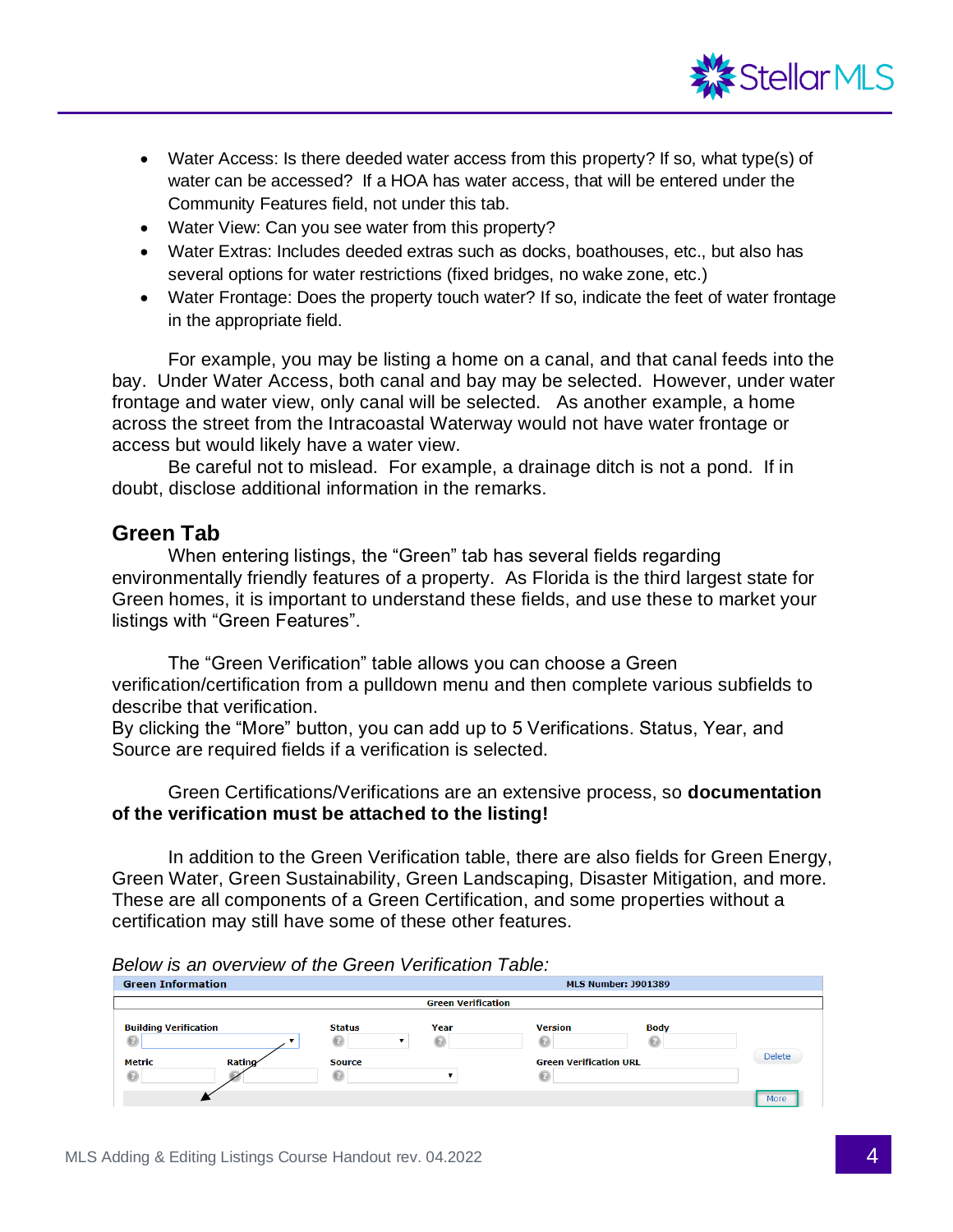- Water Access: Is there deeded water access from this property? If so, what type(s) of water can be accessed? If a HOA has water access, that will be entered under the Community Features field, not under this tab.
- Water View: Can you see water from this property?
- Water Extras: Includes deeded extras such as docks, boathouses, etc., but also has several options for water restrictions (fixed bridges, no wake zone, etc.)
- Water Frontage: Does the property touch water? If so, indicate the feet of water frontage in the appropriate field.

For example, you may be listing a home on a canal, and that canal feeds into the bay. Under Water Access, both canal and bay may be selected. However, under water frontage and water view, only canal will be selected. As another example, a home across the street from the Intracoastal Waterway would not have water frontage or access but would likely have a water view.

Be careful not to mislead. For example, a drainage ditch is not a pond. If in doubt, disclose additional information in the remarks.

## Green Tab

When entering listings, the “Green” tab has several fields regarding environmentally friendly features of a property. As Florida is the third largest state for Green homes, it is important to understand these fields, and use these to market your listings with “Green Features”.

The “Green Verification” table allows you can choose a Green verification/certification from a pulldown menu and then complete various subfields to describe that verification.
By clicking the “More” button, you can add up to 5 Verifications. Status, Year, and Source are required fields if a verification is selected.

Green Certifications/Verifications are an extensive process, so **documentation of the verification must be attached to the listing!**

In addition to the Green Verification table, there are also fields for Green Energy, Green Water, Green Sustainability, Green Landscaping, Disaster Mitigation, and more. These are all components of a Green Certification, and some properties without a certification may still have some of these other features.

*Below is an overview of the Green Verification Table:*

| Green Information | | | MLS Number: J901389 | |
|---|---|---|---|---|
| Green Verification | | | | |
| Building Verification | Status | Year | Version | Body |
| Metric / Rating | Source | | Green Verification URL | Delete |
| | | | | More |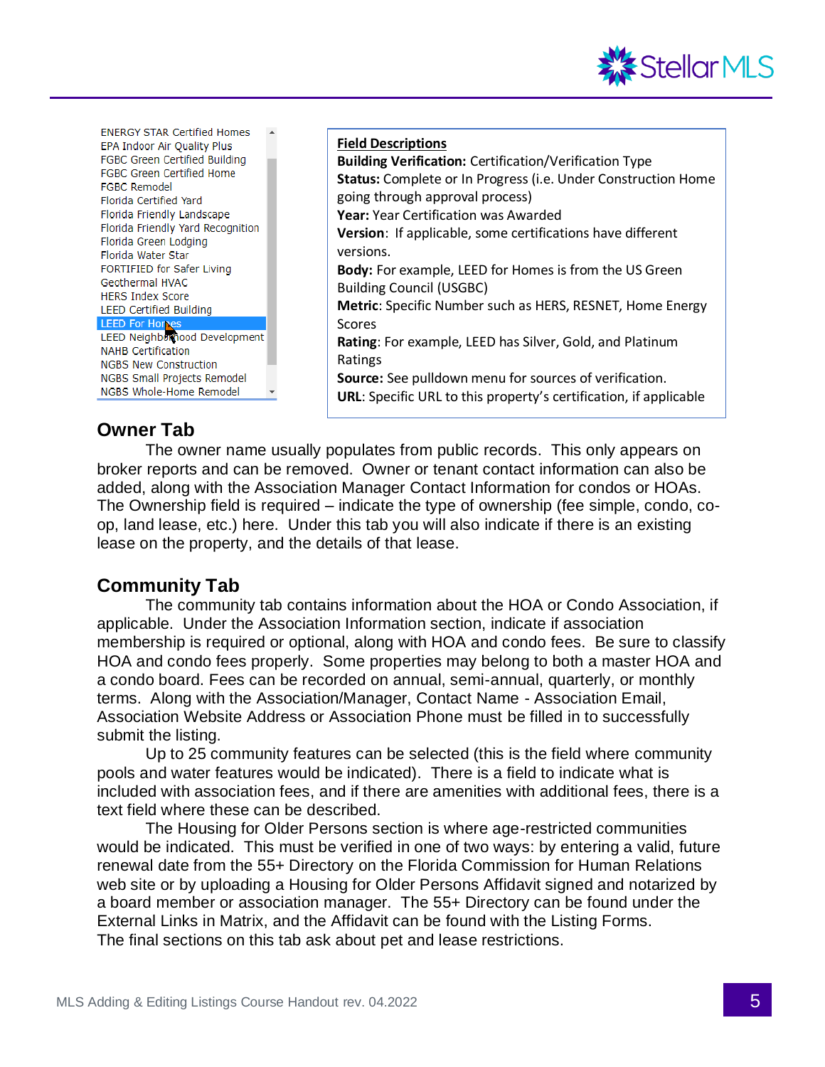- ENERGY STAR Certified Homes
- EPA Indoor Air Quality Plus
- FGBC Green Certified Building
- FGBC Green Certified Home
- FGBC Remodel
- Florida Certified Yard
- Florida Friendly Landscape
- Florida Friendly Yard Recognition
- Florida Green Lodging
- Florida Water Star
- FORTIFIED for Safer Living
- Geothermal HVAC
- HERS Index Score
- LEED Certified Building
- LEED For Homes
- LEED Neighborhood Development
- NAHB Certification
- NGBS New Construction
- NGBS Small Projects Remodel
- NGBS Whole-Home Remodel

**Field Descriptions**

**Building Verification:** Certification/Verification Type
**Status:** Complete or In Progress (i.e. Under Construction Home going through approval process)
**Year:** Year Certification was Awarded
**Version**: If applicable, some certifications have different versions.
**Body:** For example, LEED for Homes is from the US Green Building Council (USGBC)
**Metric**: Specific Number such as HERS, RESNET, Home Energy Scores
**Rating**: For example, LEED has Silver, Gold, and Platinum Ratings
**Source:** See pulldown menu for sources of verification.
**URL**: Specific URL to this property's certification, if applicable

## Owner Tab

The owner name usually populates from public records. This only appears on broker reports and can be removed. Owner or tenant contact information can also be added, along with the Association Manager Contact Information for condos or HOAs. The Ownership field is required – indicate the type of ownership (fee simple, condo, co-op, land lease, etc.) here. Under this tab you will also indicate if there is an existing lease on the property, and the details of that lease.

## Community Tab

The community tab contains information about the HOA or Condo Association, if applicable. Under the Association Information section, indicate if association membership is required or optional, along with HOA and condo fees. Be sure to classify HOA and condo fees properly. Some properties may belong to both a master HOA and a condo board. Fees can be recorded on annual, semi-annual, quarterly, or monthly terms. Along with the Association/Manager, Contact Name - Association Email, Association Website Address or Association Phone must be filled in to successfully submit the listing.

Up to 25 community features can be selected (this is the field where community pools and water features would be indicated). There is a field to indicate what is included with association fees, and if there are amenities with additional fees, there is a text field where these can be described.

The Housing for Older Persons section is where age-restricted communities would be indicated. This must be verified in one of two ways: by entering a valid, future renewal date from the 55+ Directory on the Florida Commission for Human Relations web site or by uploading a Housing for Older Persons Affidavit signed and notarized by a board member or association manager. The 55+ Directory can be found under the External Links in Matrix, and the Affidavit can be found with the Listing Forms.
The final sections on this tab ask about pet and lease restrictions.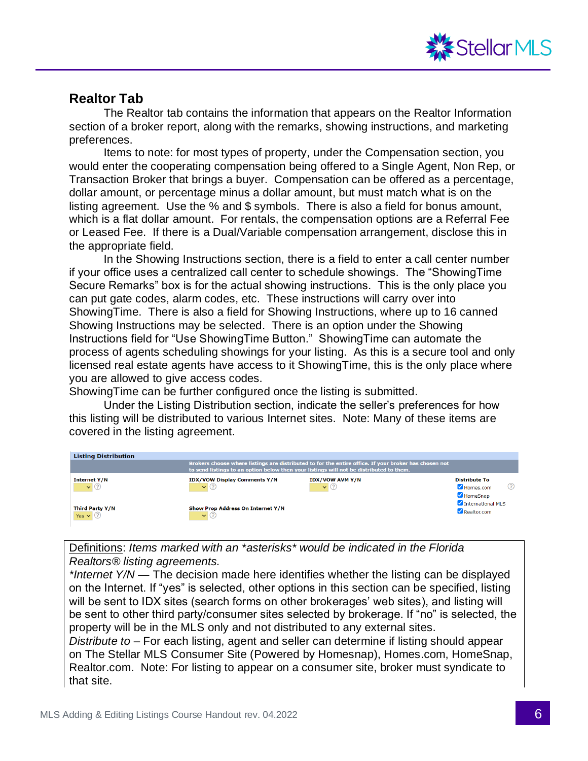## Realtor Tab

The Realtor tab contains the information that appears on the Realtor Information section of a broker report, along with the remarks, showing instructions, and marketing preferences.

Items to note: for most types of property, under the Compensation section, you would enter the cooperating compensation being offered to a Single Agent, Non Rep, or Transaction Broker that brings a buyer. Compensation can be offered as a percentage, dollar amount, or percentage minus a dollar amount, but must match what is on the listing agreement. Use the % and $ symbols. There is also a field for bonus amount, which is a flat dollar amount. For rentals, the compensation options are a Referral Fee or Leased Fee. If there is a Dual/Variable compensation arrangement, disclose this in the appropriate field.

In the Showing Instructions section, there is a field to enter a call center number if your office uses a centralized call center to schedule showings. The "ShowingTime Secure Remarks" box is for the actual showing instructions. This is the only place you can put gate codes, alarm codes, etc. These instructions will carry over into ShowingTime. There is also a field for Showing Instructions, where up to 16 canned Showing Instructions may be selected. There is an option under the Showing Instructions field for "Use ShowingTime Button." ShowingTime can automate the process of agents scheduling showings for your listing. As this is a secure tool and only licensed real estate agents have access to it ShowingTime, this is the only place where you are allowed to give access codes.

ShowingTime can be further configured once the listing is submitted.

Under the Listing Distribution section, indicate the seller's preferences for how this listing will be distributed to various Internet sites. Note: Many of these items are covered in the listing agreement.

**Listing Distribution**

Brokers choose where listings are distributed to for the entire office. If your broker has chosen not to send listings to an option below then your listings will not be distributed to them.

| Internet Y/N | IDX/VOW Display Comments Y/N | IDX/VOW AVM Y/N | Distribute To |
|---|---|---|---|
| | | | ☑ Homes.com<br>☑ HomeSnap<br>☑ International MLS<br>☑ Realtor.com |
| Third Party Y/N: Yes | Show Prop Address On Internet Y/N | | |

Definitions: *Items marked with an \*asterisks\* would be indicated in the Florida Realtors® listing agreements.*

*\*Internet Y/N* — The decision made here identifies whether the listing can be displayed on the Internet. If "yes" is selected, other options in this section can be specified, listing will be sent to IDX sites (search forms on other brokerages' web sites), and listing will be sent to other third party/consumer sites selected by brokerage. If "no" is selected, the property will be in the MLS only and not distributed to any external sites.

*Distribute to* – For each listing, agent and seller can determine if listing should appear on The Stellar MLS Consumer Site (Powered by Homesnap), Homes.com, HomeSnap, Realtor.com. Note: For listing to appear on a consumer site, broker must syndicate to that site.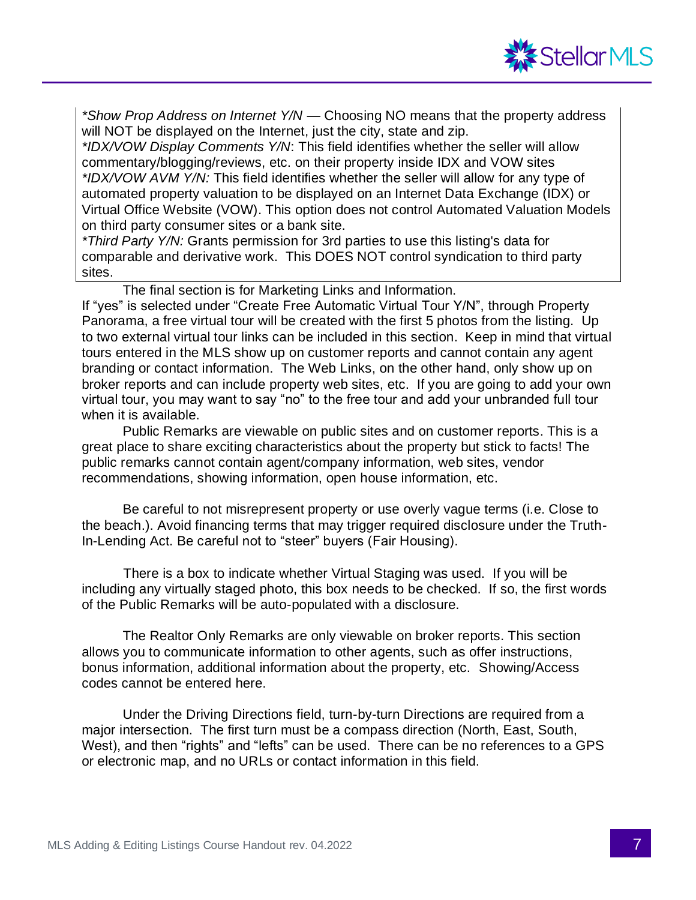*\*Show Prop Address on Internet Y/N* — Choosing NO means that the property address will NOT be displayed on the Internet, just the city, state and zip.
*\*IDX/VOW Display Comments Y/N*: This field identifies whether the seller will allow commentary/blogging/reviews, etc. on their property inside IDX and VOW sites
*\*IDX/VOW AVM Y/N:* This field identifies whether the seller will allow for any type of automated property valuation to be displayed on an Internet Data Exchange (IDX) or Virtual Office Website (VOW). This option does not control Automated Valuation Models on third party consumer sites or a bank site.
*\*Third Party Y/N:* Grants permission for 3rd parties to use this listing's data for comparable and derivative work. This DOES NOT control syndication to third party sites.

The final section is for Marketing Links and Information. If "yes" is selected under "Create Free Automatic Virtual Tour Y/N", through Property Panorama, a free virtual tour will be created with the first 5 photos from the listing. Up to two external virtual tour links can be included in this section. Keep in mind that virtual tours entered in the MLS show up on customer reports and cannot contain any agent branding or contact information. The Web Links, on the other hand, only show up on broker reports and can include property web sites, etc. If you are going to add your own virtual tour, you may want to say "no" to the free tour and add your unbranded full tour when it is available.

Public Remarks are viewable on public sites and on customer reports. This is a great place to share exciting characteristics about the property but stick to facts! The public remarks cannot contain agent/company information, web sites, vendor recommendations, showing information, open house information, etc.

Be careful to not misrepresent property or use overly vague terms (i.e. Close to the beach.). Avoid financing terms that may trigger required disclosure under the Truth-In-Lending Act. Be careful not to "steer" buyers (Fair Housing).

There is a box to indicate whether Virtual Staging was used. If you will be including any virtually staged photo, this box needs to be checked. If so, the first words of the Public Remarks will be auto-populated with a disclosure.

The Realtor Only Remarks are only viewable on broker reports. This section allows you to communicate information to other agents, such as offer instructions, bonus information, additional information about the property, etc. Showing/Access codes cannot be entered here.

Under the Driving Directions field, turn-by-turn Directions are required from a major intersection. The first turn must be a compass direction (North, East, South, West), and then "rights" and "lefts" can be used. There can be no references to a GPS or electronic map, and no URLs or contact information in this field.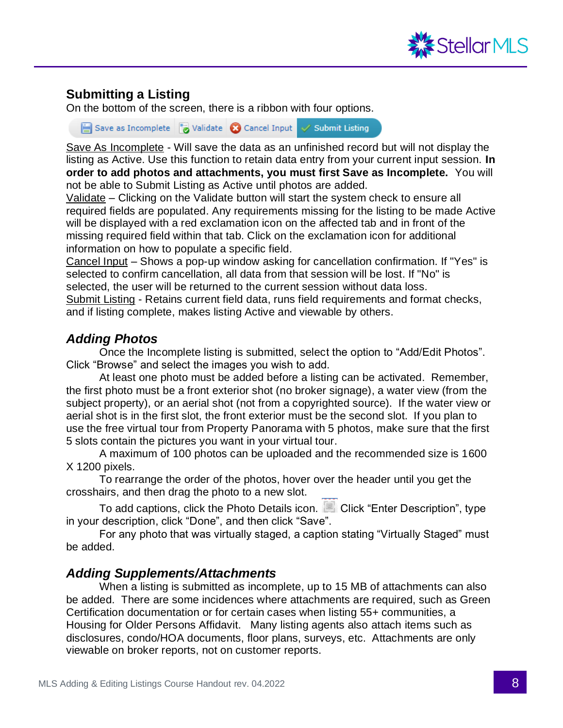## Submitting a Listing

On the bottom of the screen, there is a ribbon with four options.

Save as Incomplete | Validate | Cancel Input | Submit Listing

Save As Incomplete - Will save the data as an unfinished record but will not display the listing as Active. Use this function to retain data entry from your current input session. **In order to add photos and attachments, you must first Save as Incomplete.** You will not be able to Submit Listing as Active until photos are added.

Validate – Clicking on the Validate button will start the system check to ensure all required fields are populated. Any requirements missing for the listing to be made Active will be displayed with a red exclamation icon on the affected tab and in front of the missing required field within that tab. Click on the exclamation icon for additional information on how to populate a specific field.

Cancel Input – Shows a pop-up window asking for cancellation confirmation. If "Yes" is selected to confirm cancellation, all data from that session will be lost. If "No" is selected, the user will be returned to the current session without data loss.

Submit Listing - Retains current field data, runs field requirements and format checks, and if listing complete, makes listing Active and viewable by others.

### *Adding Photos*

Once the Incomplete listing is submitted, select the option to "Add/Edit Photos". Click "Browse" and select the images you wish to add.

At least one photo must be added before a listing can be activated. Remember, the first photo must be a front exterior shot (no broker signage), a water view (from the subject property), or an aerial shot (not from a copyrighted source). If the water view or aerial shot is in the first slot, the front exterior must be the second slot. If you plan to use the free virtual tour from Property Panorama with 5 photos, make sure that the first 5 slots contain the pictures you want in your virtual tour.

A maximum of 100 photos can be uploaded and the recommended size is 1600 X 1200 pixels.

To rearrange the order of the photos, hover over the header until you get the crosshairs, and then drag the photo to a new slot.

To add captions, click the Photo Details icon. Click "Enter Description", type in your description, click "Done", and then click "Save".

For any photo that was virtually staged, a caption stating "Virtually Staged" must be added.

### *Adding Supplements/Attachments*

When a listing is submitted as incomplete, up to 15 MB of attachments can also be added. There are some incidences where attachments are required, such as Green Certification documentation or for certain cases when listing 55+ communities, a Housing for Older Persons Affidavit. Many listing agents also attach items such as disclosures, condo/HOA documents, floor plans, surveys, etc. Attachments are only viewable on broker reports, not on customer reports.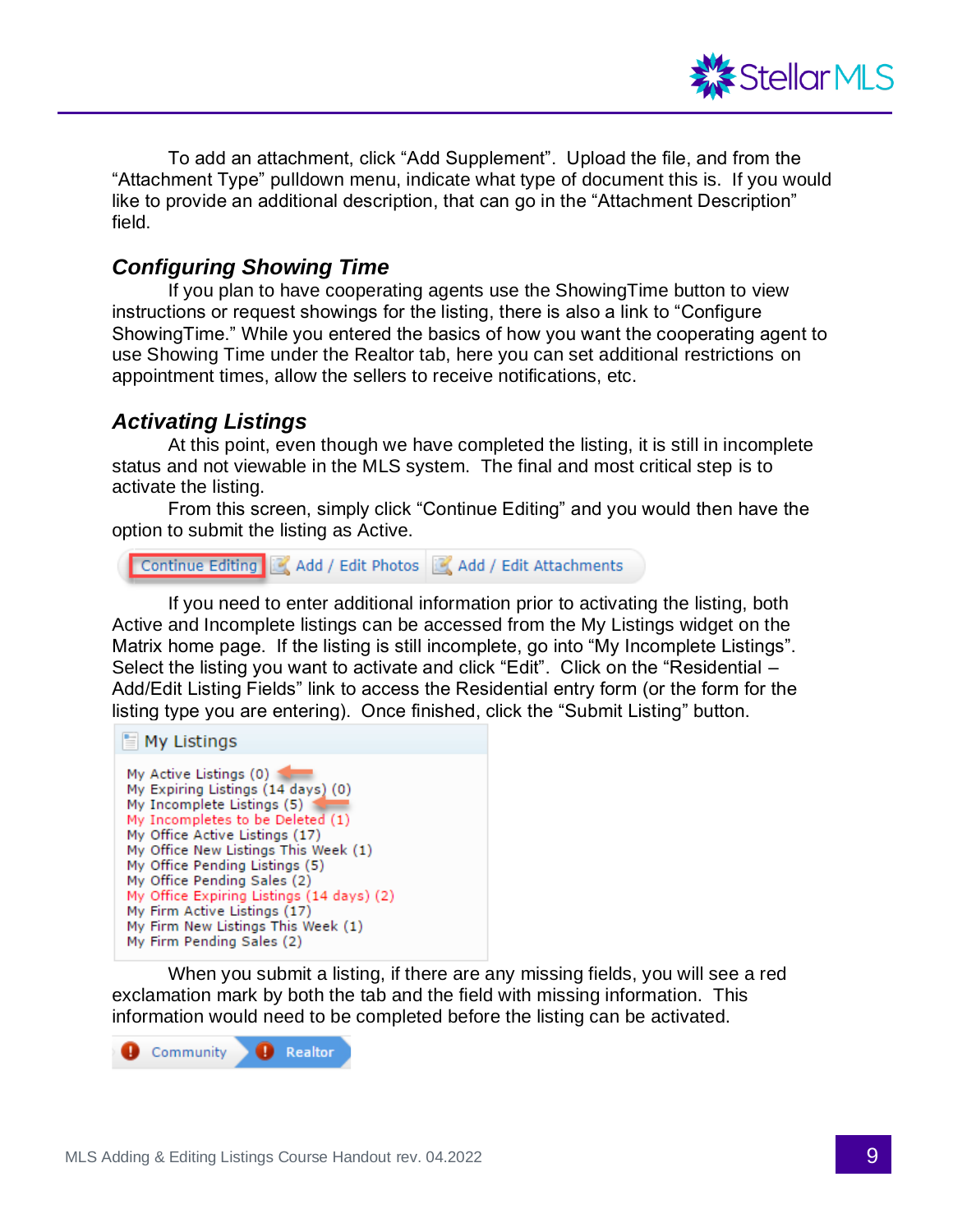To add an attachment, click “Add Supplement”. Upload the file, and from the “Attachment Type” pulldown menu, indicate what type of document this is. If you would like to provide an additional description, that can go in the “Attachment Description” field.

## *Configuring Showing Time*

If you plan to have cooperating agents use the ShowingTime button to view instructions or request showings for the listing, there is also a link to “Configure ShowingTime.” While you entered the basics of how you want the cooperating agent to use Showing Time under the Realtor tab, here you can set additional restrictions on appointment times, allow the sellers to receive notifications, etc.

## *Activating Listings*

At this point, even though we have completed the listing, it is still in incomplete status and not viewable in the MLS system. The final and most critical step is to activate the listing.

From this screen, simply click “Continue Editing” and you would then have the option to submit the listing as Active.

Continue Editing | Add / Edit Photos | Add / Edit Attachments

If you need to enter additional information prior to activating the listing, both Active and Incomplete listings can be accessed from the My Listings widget on the Matrix home page. If the listing is still incomplete, go into “My Incomplete Listings”. Select the listing you want to activate and click “Edit”. Click on the “Residential – Add/Edit Listing Fields” link to access the Residential entry form (or the form for the listing type you are entering). Once finished, click the “Submit Listing” button.

**My Listings**

- My Active Listings (0)
- My Expiring Listings (14 days) (0)
- My Incomplete Listings (5)
- My Incompletes to be Deleted (1)
- My Office Active Listings (17)
- My Office New Listings This Week (1)
- My Office Pending Listings (5)
- My Office Pending Sales (2)
- My Office Expiring Listings (14 days) (2)
- My Firm Active Listings (17)
- My Firm New Listings This Week (1)
- My Firm Pending Sales (2)

When you submit a listing, if there are any missing fields, you will see a red exclamation mark by both the tab and the field with missing information. This information would need to be completed before the listing can be activated.

Community | Realtor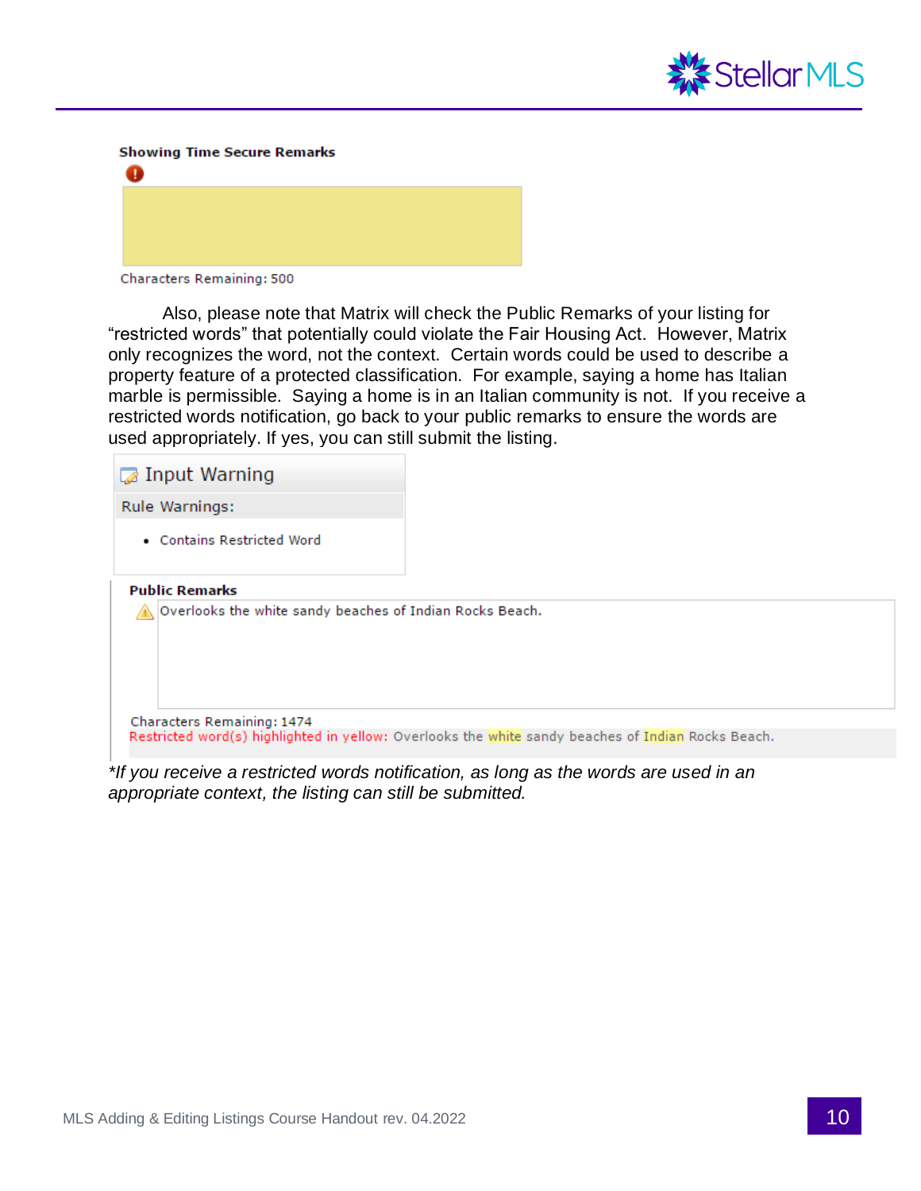**Showing Time Secure Remarks**

Characters Remaining: 500

Also, please note that Matrix will check the Public Remarks of your listing for "restricted words" that potentially could violate the Fair Housing Act. However, Matrix only recognizes the word, not the context. Certain words could be used to describe a property feature of a protected classification. For example, saying a home has Italian marble is permissible. Saying a home is in an Italian community is not. If you receive a restricted words notification, go back to your public remarks to ensure the words are used appropriately. If yes, you can still submit the listing.

Input Warning

Rule Warnings:

- Contains Restricted Word

**Public Remarks**

Overlooks the white sandy beaches of Indian Rocks Beach.

Characters Remaining: 1474

Restricted word(s) highlighted in yellow: Overlooks the white sandy beaches of Indian Rocks Beach.

*\*If you receive a restricted words notification, as long as the words are used in an appropriate context, the listing can still be submitted.*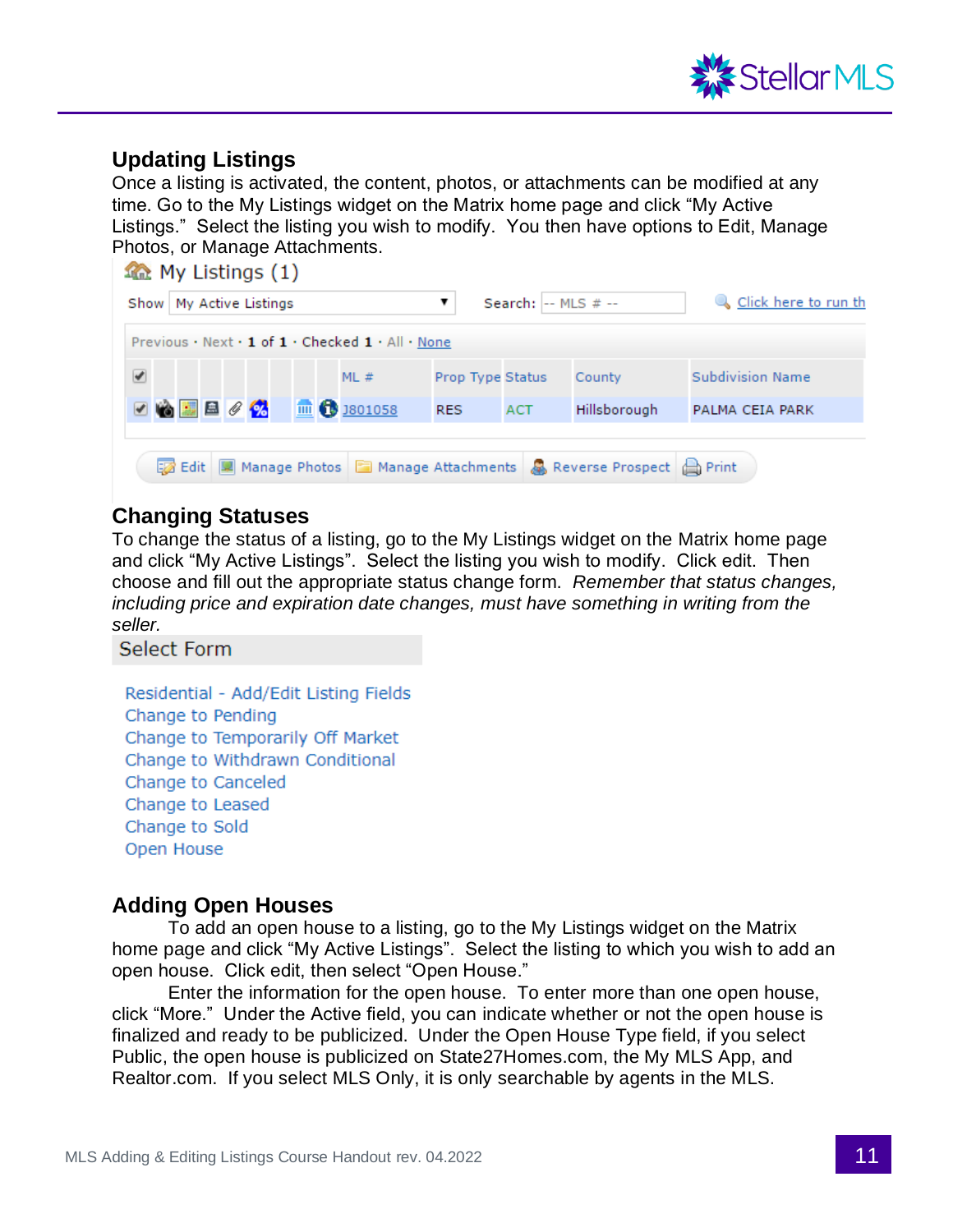## Updating Listings

Once a listing is activated, the content, photos, or attachments can be modified at any time. Go to the My Listings widget on the Matrix home page and click "My Active Listings." Select the listing you wish to modify. You then have options to Edit, Manage Photos, or Manage Attachments.

My Listings (1)

Show My Active Listings Search: -- MLS # -- Click here to run th

Previous · Next · 1 of 1 · Checked 1 · All · None

| | ML # | Prop Type | Status | County | Subdivision Name |
|---|---|---|---|---|---|
| ✔ | J801058 | RES | ACT | Hillsborough | PALMA CEIA PARK |

Edit | Manage Photos | Manage Attachments | Reverse Prospect | Print

## Changing Statuses

To change the status of a listing, go to the My Listings widget on the Matrix home page and click "My Active Listings". Select the listing you wish to modify. Click edit. Then choose and fill out the appropriate status change form. *Remember that status changes, including price and expiration date changes, must have something in writing from the seller.*

Select Form

- Residential - Add/Edit Listing Fields
- Change to Pending
- Change to Temporarily Off Market
- Change to Withdrawn Conditional
- Change to Canceled
- Change to Leased
- Change to Sold
- Open House

## Adding Open Houses

To add an open house to a listing, go to the My Listings widget on the Matrix home page and click "My Active Listings". Select the listing to which you wish to add an open house. Click edit, then select "Open House."

Enter the information for the open house. To enter more than one open house, click "More." Under the Active field, you can indicate whether or not the open house is finalized and ready to be publicized. Under the Open House Type field, if you select Public, the open house is publicized on State27Homes.com, the My MLS App, and Realtor.com. If you select MLS Only, it is only searchable by agents in the MLS.